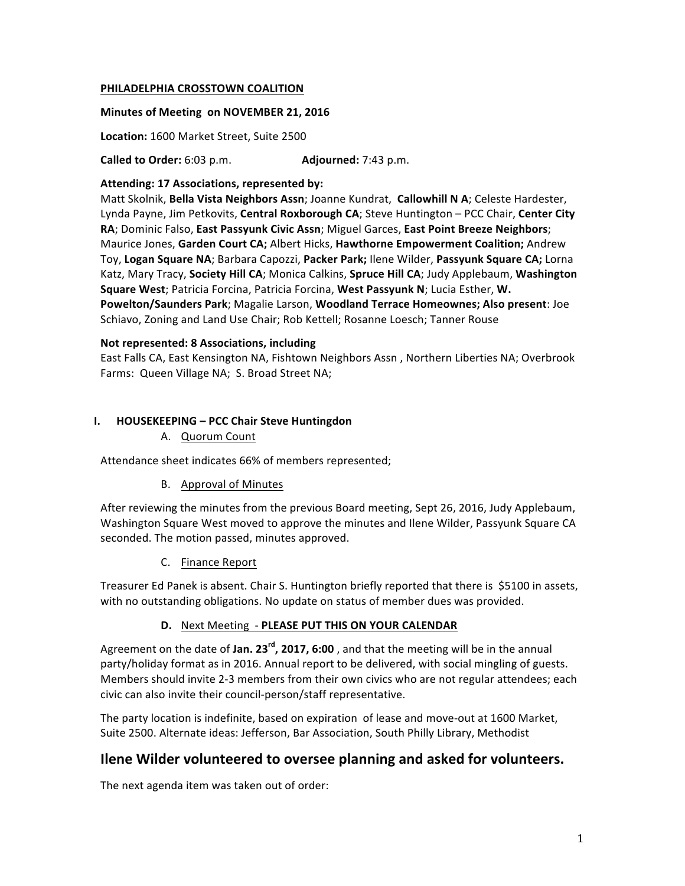**PHILADELPHIA CROSSTOWN COALITION**

**Minutes of Meeting on NOVEMBER 21, 2016**

**Location:** 1600 Market Street, Suite 2500

**Called to Order:** 6:03 p.m. **Adjourned:** 7:43 p.m.

**Attending: 17 Associations, represented by:**
Matt Skolnik, **Bella Vista Neighbors Assn**; Joanne Kundrat, **Callowhill N A**; Celeste Hardester, Lynda Payne, Jim Petkovits, **Central Roxborough CA**; Steve Huntington – PCC Chair, **Center City RA**; Dominic Falso, **East Passyunk Civic Assn**; Miguel Garces, **East Point Breeze Neighbors**; Maurice Jones, **Garden Court CA;** Albert Hicks, **Hawthorne Empowerment Coalition;** Andrew Toy, **Logan Square NA**; Barbara Capozzi, **Packer Park;** Ilene Wilder, **Passyunk Square CA;** Lorna Katz, Mary Tracy, **Society Hill CA**; Monica Calkins, **Spruce Hill CA**; Judy Applebaum, **Washington Square West**; Patricia Forcina, Patricia Forcina, **West Passyunk N**; Lucia Esther, **W. Powelton/Saunders Park**; Magalie Larson, **Woodland Terrace Homeownes; Also present**: Joe Schiavo, Zoning and Land Use Chair; Rob Kettell; Rosanne Loesch; Tanner Rouse

**Not represented: 8 Associations, including**
East Falls CA, East Kensington NA, Fishtown Neighbors Assn , Northern Liberties NA; Overbrook Farms: Queen Village NA; S. Broad Street NA;

## I. HOUSEKEEPING – PCC Chair Steve Huntingdon

A. Quorum Count

Attendance sheet indicates 66% of members represented;

B. Approval of Minutes

After reviewing the minutes from the previous Board meeting, Sept 26, 2016, Judy Applebaum, Washington Square West moved to approve the minutes and Ilene Wilder, Passyunk Square CA seconded. The motion passed, minutes approved.

C. Finance Report

Treasurer Ed Panek is absent. Chair S. Huntington briefly reported that there is $5100 in assets, with no outstanding obligations. No update on status of member dues was provided.

**D.** Next Meeting - **PLEASE PUT THIS ON YOUR CALENDAR**

Agreement on the date of **Jan. 23rd, 2017, 6:00** , and that the meeting will be in the annual party/holiday format as in 2016. Annual report to be delivered, with social mingling of guests. Members should invite 2-3 members from their own civics who are not regular attendees; each civic can also invite their council-person/staff representative.

The party location is indefinite, based on expiration of lease and move-out at 1600 Market, Suite 2500. Alternate ideas: Jefferson, Bar Association, South Philly Library, Methodist

## Ilene Wilder volunteered to oversee planning and asked for volunteers.

The next agenda item was taken out of order: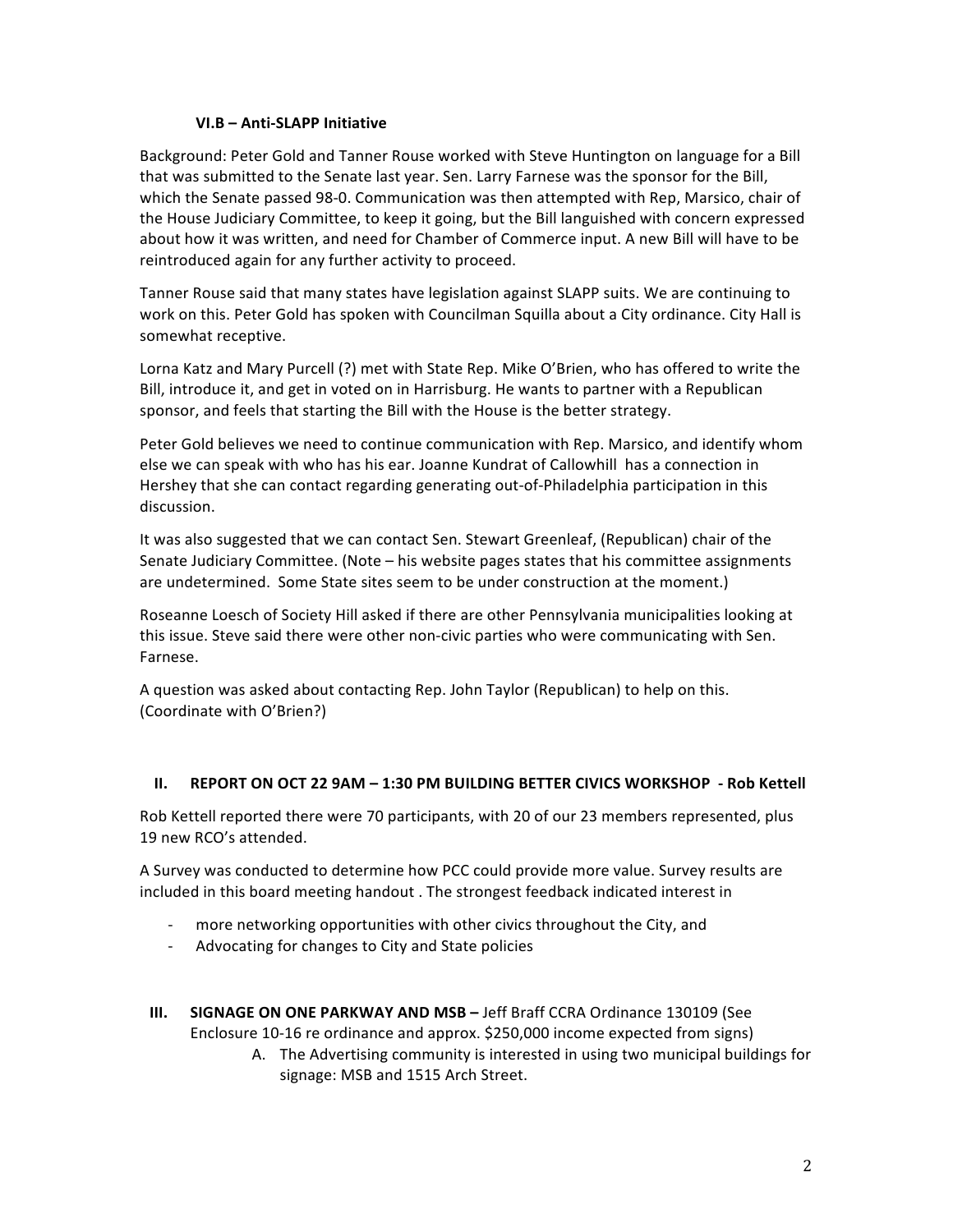### VI.B – Anti-SLAPP Initiative

Background: Peter Gold and Tanner Rouse worked with Steve Huntington on language for a Bill that was submitted to the Senate last year. Sen. Larry Farnese was the sponsor for the Bill, which the Senate passed 98-0. Communication was then attempted with Rep, Marsico, chair of the House Judiciary Committee, to keep it going, but the Bill languished with concern expressed about how it was written, and need for Chamber of Commerce input. A new Bill will have to be reintroduced again for any further activity to proceed.

Tanner Rouse said that many states have legislation against SLAPP suits. We are continuing to work on this. Peter Gold has spoken with Councilman Squilla about a City ordinance. City Hall is somewhat receptive.

Lorna Katz and Mary Purcell (?) met with State Rep. Mike O'Brien, who has offered to write the Bill, introduce it, and get in voted on in Harrisburg. He wants to partner with a Republican sponsor, and feels that starting the Bill with the House is the better strategy.

Peter Gold believes we need to continue communication with Rep. Marsico, and identify whom else we can speak with who has his ear. Joanne Kundrat of Callowhill has a connection in Hershey that she can contact regarding generating out-of-Philadelphia participation in this discussion.

It was also suggested that we can contact Sen. Stewart Greenleaf, (Republican) chair of the Senate Judiciary Committee. (Note – his website pages states that his committee assignments are undetermined. Some State sites seem to be under construction at the moment.)

Roseanne Loesch of Society Hill asked if there are other Pennsylvania municipalities looking at this issue. Steve said there were other non-civic parties who were communicating with Sen. Farnese.

A question was asked about contacting Rep. John Taylor (Republican) to help on this. (Coordinate with O'Brien?)

## II. REPORT ON OCT 22 9AM – 1:30 PM BUILDING BETTER CIVICS WORKSHOP - Rob Kettell

Rob Kettell reported there were 70 participants, with 20 of our 23 members represented, plus 19 new RCO's attended.

A Survey was conducted to determine how PCC could provide more value. Survey results are included in this board meeting handout . The strongest feedback indicated interest in

- more networking opportunities with other civics throughout the City, and
- Advocating for changes to City and State policies

## III. SIGNAGE ON ONE PARKWAY AND MSB – Jeff Braff CCRA Ordinance 130109 (See Enclosure 10-16 re ordinance and approx. $250,000 income expected from signs)

A. The Advertising community is interested in using two municipal buildings for signage: MSB and 1515 Arch Street.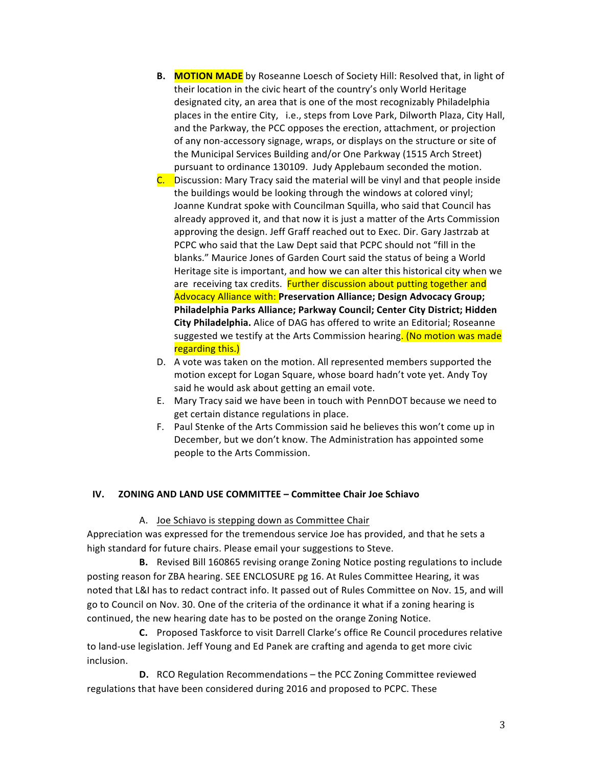**B.** **MOTION MADE** by Roseanne Loesch of Society Hill: Resolved that, in light of their location in the civic heart of the country's only World Heritage designated city, an area that is one of the most recognizably Philadelphia places in the entire City, i.e., steps from Love Park, Dilworth Plaza, City Hall, and the Parkway, the PCC opposes the erection, attachment, or projection of any non-accessory signage, wraps, or displays on the structure or site of the Municipal Services Building and/or One Parkway (1515 Arch Street) pursuant to ordinance 130109. Judy Applebaum seconded the motion.

C. Discussion: Mary Tracy said the material will be vinyl and that people inside the buildings would be looking through the windows at colored vinyl; Joanne Kundrat spoke with Councilman Squilla, who said that Council has already approved it, and that now it is just a matter of the Arts Commission approving the design. Jeff Graff reached out to Exec. Dir. Gary Jastrzab at PCPC who said that the Law Dept said that PCPC should not "fill in the blanks." Maurice Jones of Garden Court said the status of being a World Heritage site is important, and how we can alter this historical city when we are receiving tax credits. Further discussion about putting together and Advocacy Alliance with: **Preservation Alliance; Design Advocacy Group; Philadelphia Parks Alliance; Parkway Council; Center City District; Hidden City Philadelphia.** Alice of DAG has offered to write an Editorial; Roseanne suggested we testify at the Arts Commission hearing. (No motion was made regarding this.)

D. A vote was taken on the motion. All represented members supported the motion except for Logan Square, whose board hadn't vote yet. Andy Toy said he would ask about getting an email vote.

E. Mary Tracy said we have been in touch with PennDOT because we need to get certain distance regulations in place.

F. Paul Stenke of the Arts Commission said he believes this won't come up in December, but we don't know. The Administration has appointed some people to the Arts Commission.

## IV. ZONING AND LAND USE COMMITTEE – Committee Chair Joe Schiavo

A. Joe Schiavo is stepping down as Committee Chair

Appreciation was expressed for the tremendous service Joe has provided, and that he sets a high standard for future chairs. Please email your suggestions to Steve.

**B.** Revised Bill 160865 revising orange Zoning Notice posting regulations to include posting reason for ZBA hearing. SEE ENCLOSURE pg 16. At Rules Committee Hearing, it was noted that L&I has to redact contract info. It passed out of Rules Committee on Nov. 15, and will go to Council on Nov. 30. One of the criteria of the ordinance it what if a zoning hearing is continued, the new hearing date has to be posted on the orange Zoning Notice.

**C.** Proposed Taskforce to visit Darrell Clarke's office Re Council procedures relative to land-use legislation. Jeff Young and Ed Panek are crafting and agenda to get more civic inclusion.

**D.** RCO Regulation Recommendations – the PCC Zoning Committee reviewed regulations that have been considered during 2016 and proposed to PCPC. These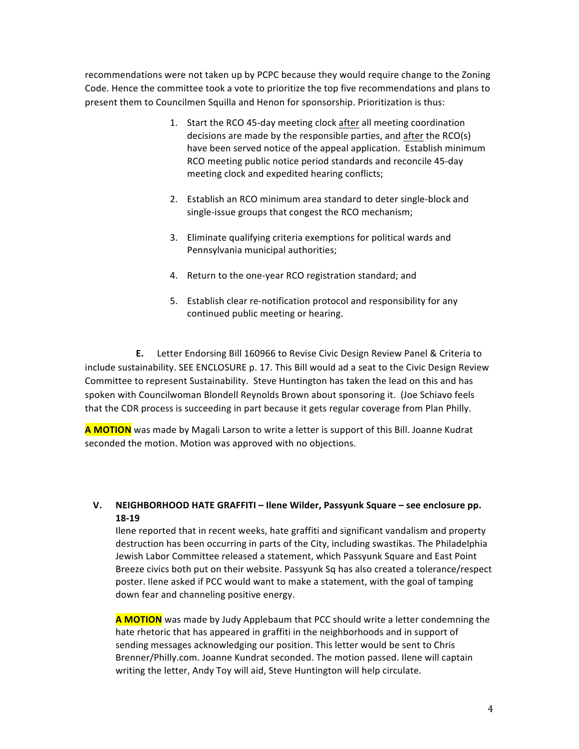recommendations were not taken up by PCPC because they would require change to the Zoning Code. Hence the committee took a vote to prioritize the top five recommendations and plans to present them to Councilmen Squilla and Henon for sponsorship. Prioritization is thus:

1. Start the RCO 45-day meeting clock after all meeting coordination decisions are made by the responsible parties, and after the RCO(s) have been served notice of the appeal application. Establish minimum RCO meeting public notice period standards and reconcile 45-day meeting clock and expedited hearing conflicts;

2. Establish an RCO minimum area standard to deter single-block and single-issue groups that congest the RCO mechanism;

3. Eliminate qualifying criteria exemptions for political wards and Pennsylvania municipal authorities;

4. Return to the one-year RCO registration standard; and

5. Establish clear re-notification protocol and responsibility for any continued public meeting or hearing.

**E.** Letter Endorsing Bill 160966 to Revise Civic Design Review Panel & Criteria to include sustainability. SEE ENCLOSURE p. 17. This Bill would ad a seat to the Civic Design Review Committee to represent Sustainability. Steve Huntington has taken the lead on this and has spoken with Councilwoman Blondell Reynolds Brown about sponsoring it. (Joe Schiavo feels that the CDR process is succeeding in part because it gets regular coverage from Plan Philly.

**A MOTION** was made by Magali Larson to write a letter is support of this Bill. Joanne Kudrat seconded the motion. Motion was approved with no objections.

## V. NEIGHBORHOOD HATE GRAFFITI – Ilene Wilder, Passyunk Square – see enclosure pp. 18-19

Ilene reported that in recent weeks, hate graffiti and significant vandalism and property destruction has been occurring in parts of the City, including swastikas. The Philadelphia Jewish Labor Committee released a statement, which Passyunk Square and East Point Breeze civics both put on their website. Passyunk Sq has also created a tolerance/respect poster. Ilene asked if PCC would want to make a statement, with the goal of tamping down fear and channeling positive energy.

**A MOTION** was made by Judy Applebaum that PCC should write a letter condemning the hate rhetoric that has appeared in graffiti in the neighborhoods and in support of sending messages acknowledging our position. This letter would be sent to Chris Brenner/Philly.com. Joanne Kundrat seconded. The motion passed. Ilene will captain writing the letter, Andy Toy will aid, Steve Huntington will help circulate.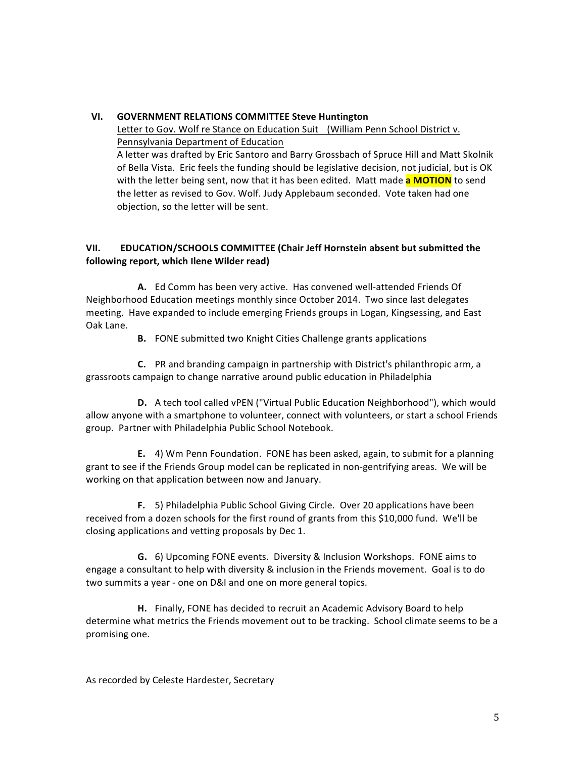## VI. GOVERNMENT RELATIONS COMMITTEE Steve Huntington

Letter to Gov. Wolf re Stance on Education Suit (William Penn School District v. Pennsylvania Department of Education

A letter was drafted by Eric Santoro and Barry Grossbach of Spruce Hill and Matt Skolnik of Bella Vista. Eric feels the funding should be legislative decision, not judicial, but is OK with the letter being sent, now that it has been edited. Matt made **a MOTION** to send the letter as revised to Gov. Wolf. Judy Applebaum seconded. Vote taken had one objection, so the letter will be sent.

## VII. EDUCATION/SCHOOLS COMMITTEE (Chair Jeff Hornstein absent but submitted the following report, which Ilene Wilder read)

**A.** Ed Comm has been very active. Has convened well-attended Friends Of Neighborhood Education meetings monthly since October 2014. Two since last delegates meeting. Have expanded to include emerging Friends groups in Logan, Kingsessing, and East Oak Lane.

**B.** FONE submitted two Knight Cities Challenge grants applications

**C.** PR and branding campaign in partnership with District's philanthropic arm, a grassroots campaign to change narrative around public education in Philadelphia

**D.** A tech tool called vPEN ("Virtual Public Education Neighborhood"), which would allow anyone with a smartphone to volunteer, connect with volunteers, or start a school Friends group. Partner with Philadelphia Public School Notebook.

**E.** 4) Wm Penn Foundation. FONE has been asked, again, to submit for a planning grant to see if the Friends Group model can be replicated in non-gentrifying areas. We will be working on that application between now and January.

**F.** 5) Philadelphia Public School Giving Circle. Over 20 applications have been received from a dozen schools for the first round of grants from this $10,000 fund. We'll be closing applications and vetting proposals by Dec 1.

**G.** 6) Upcoming FONE events. Diversity & Inclusion Workshops. FONE aims to engage a consultant to help with diversity & inclusion in the Friends movement. Goal is to do two summits a year - one on D&I and one on more general topics.

**H.** Finally, FONE has decided to recruit an Academic Advisory Board to help determine what metrics the Friends movement out to be tracking. School climate seems to be a promising one.

As recorded by Celeste Hardester, Secretary